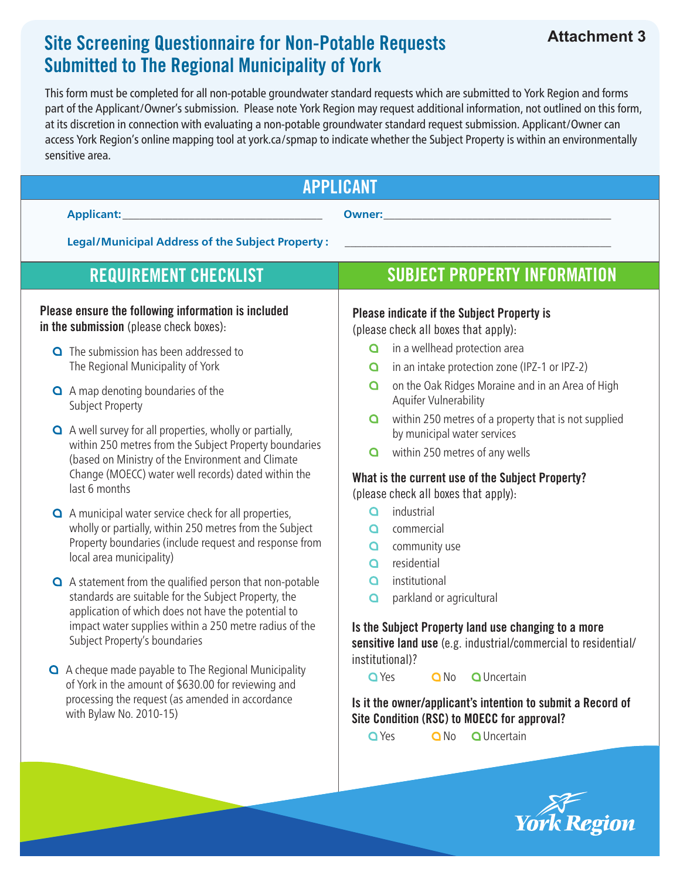Attachment 3

# Site Screening Questionnaire for Non-Potable Requests Submitted to The Regional Municipality of York

This form must be completed for all non-potable groundwater standard requests which are submitted to York Region and forms part of the Applicant/Owner's submission. Please note York Region may request additional information, not outlined on this form, at its discretion in connection with evaluating a non-potable groundwater standard request submission. Applicant/Owner can access York Region's online mapping tool at york.ca/spmap to indicate whether the Subject Property is within an environmentally sensitive area.

## APPLICANT

**Applicant:** ___________________________________ **Owner:** ________________________________________

**Legal/Municipal Address of the Subject Property :** _____________________________________________

## REQUIREMENT CHECKLIST

**Please ensure the following information is included in the submission** (please check boxes):

- ☐ The submission has been addressed to The Regional Municipality of York
- ☐ A map denoting boundaries of the Subject Property
- ☐ A well survey for all properties, wholly or partially, within 250 metres from the Subject Property boundaries (based on Ministry of the Environment and Climate Change (MOECC) water well records) dated within the last 6 months
- ☐ A municipal water service check for all properties, wholly or partially, within 250 metres from the Subject Property boundaries (include request and response from local area municipality)
- ☐ A statement from the qualified person that non-potable standards are suitable for the Subject Property, the application of which does not have the potential to impact water supplies within a 250 metre radius of the Subject Property's boundaries
- ☐ A cheque made payable to The Regional Municipality of York in the amount of $630.00 for reviewing and processing the request (as amended in accordance with Bylaw No. 2010-15)

## SUBJECT PROPERTY INFORMATION

**Please indicate if the Subject Property is** (please check all boxes that apply):

- ☐ in a wellhead protection area
- ☐ in an intake protection zone (IPZ-1 or IPZ-2)
- ☐ on the Oak Ridges Moraine and in an Area of High Aquifer Vulnerability
- ☐ within 250 metres of a property that is not supplied by municipal water services
- ☐ within 250 metres of any wells

**What is the current use of the Subject Property?** (please check all boxes that apply):

- ☐ industrial
- ☐ commercial
- ☐ community use
- ☐ residential
- ☐ institutional
- ☐ parkland or agricultural

**Is the Subject Property land use changing to a more sensitive land use** (e.g. industrial/commercial to residential/institutional)?

☐ Yes ☐ No ☐ Uncertain

**Is it the owner/applicant's intention to submit a Record of Site Condition (RSC) to MOECC for approval?**

☐ Yes ☐ No ☐ Uncertain

York Region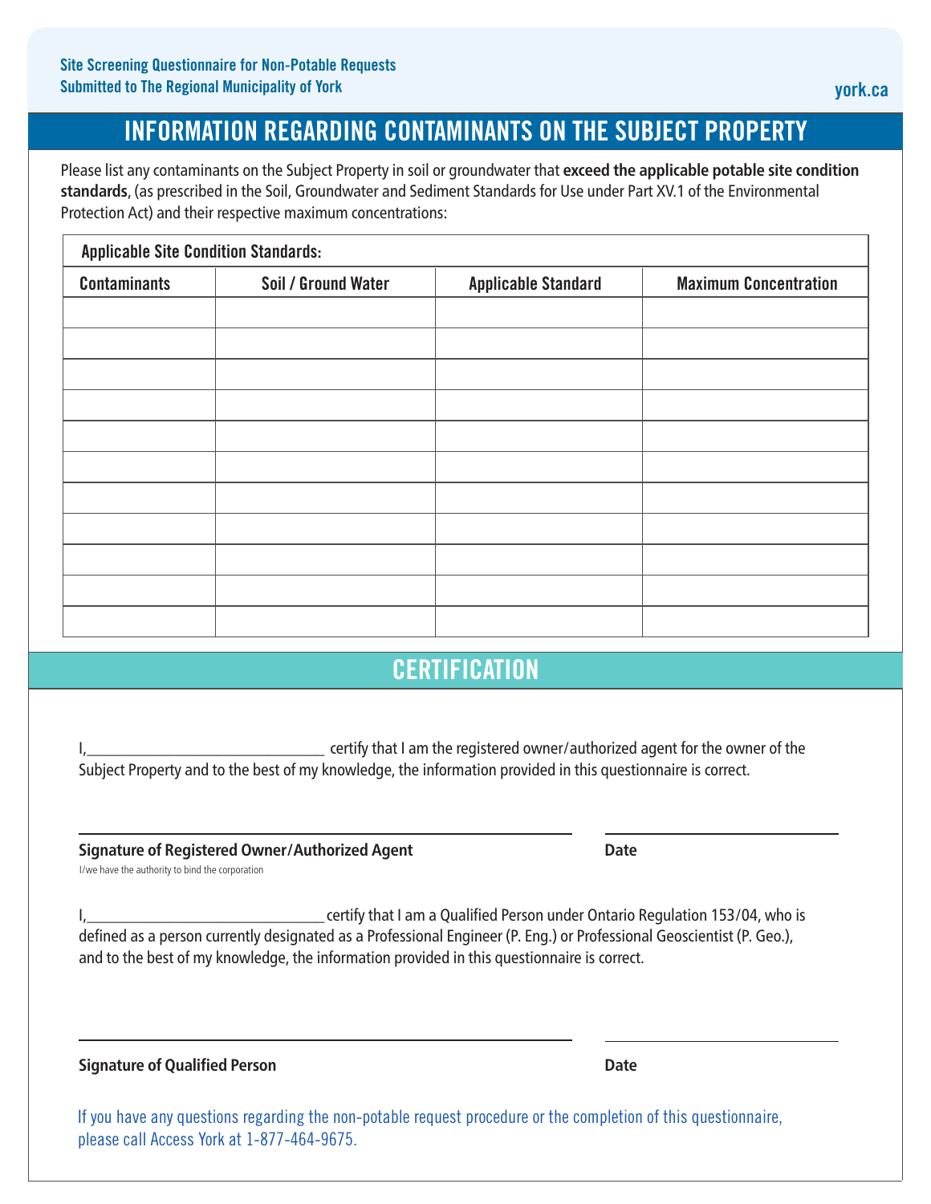Site Screening Questionnaire for Non-Potable Requests
Submitted to The Regional Municipality of York

york.ca

## INFORMATION REGARDING CONTAMINANTS ON THE SUBJECT PROPERTY

Please list any contaminants on the Subject Property in soil or groundwater that **exceed the applicable potable site condition standards**, (as prescribed in the Soil, Groundwater and Sediment Standards for Use under Part XV.1 of the Environmental Protection Act) and their respective maximum concentrations:

**Applicable Site Condition Standards:**

| Contaminants | Soil / Ground Water | Applicable Standard | Maximum Concentration |
|---|---|---|---|
| | | | |
| | | | |
| | | | |
| | | | |
| | | | |
| | | | |
| | | | |
| | | | |
| | | | |
| | | | |
| | | | |

## CERTIFICATION

I,______________________________ certify that I am the registered owner/authorized agent for the owner of the Subject Property and to the best of my knowledge, the information provided in this questionnaire is correct.

**Signature of Registered Owner/Authorized Agent** **Date**

I/we have the authority to bind the corporation

I,______________________________certify that I am a Qualified Person under Ontario Regulation 153/04, who is defined as a person currently designated as a Professional Engineer (P. Eng.) or Professional Geoscientist (P. Geo.), and to the best of my knowledge, the information provided in this questionnaire is correct.

**Signature of Qualified Person** **Date**

If you have any questions regarding the non-potable request procedure or the completion of this questionnaire, please call Access York at 1-877-464-9675.